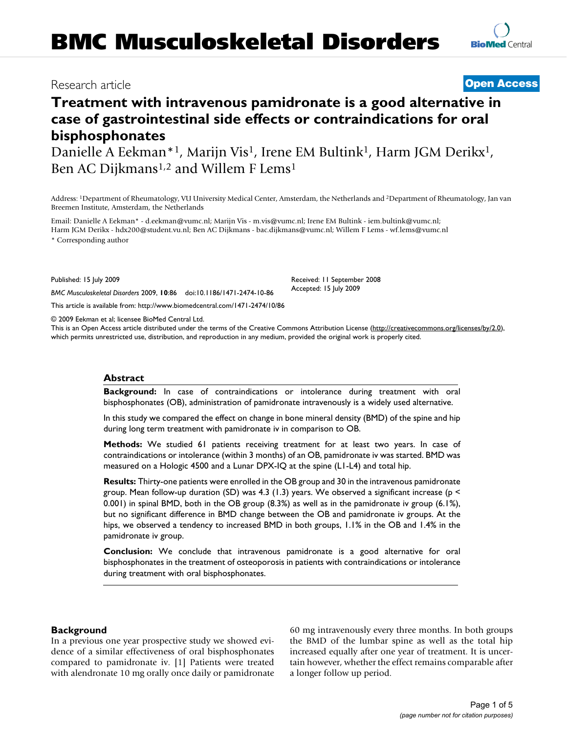Research article

**Open Access**

# Treatment with intravenous pamidronate is a good alternative in case of gastrointestinal side effects or contraindications for oral bisphosphonates

Danielle A Eekman*[1], Marijn Vis[1], Irene EM Bultink[1], Harm JGM Derikx[1], Ben AC Dijkmans[1,2] and Willem F Lems[1]

Address: [1]Department of Rheumatology, VU University Medical Center, Amsterdam, the Netherlands and [2]Department of Rheumatology, Jan van Breemen Institute, Amsterdam, the Netherlands

Email: Danielle A Eekman* - d.eekman@vumc.nl; Marijn Vis - m.vis@vumc.nl; Irene EM Bultink - iem.bultink@vumc.nl; Harm JGM Derikx - hdx200@student.vu.nl; Ben AC Dijkmans - bac.dijkmans@vumc.nl; Willem F Lems - wf.lems@vumc.nl

* Corresponding author

Published: 15 July 2009

*BMC Musculoskeletal Disorders* 2009, **10**:86 doi:10.1186/1471-2474-10-86

Received: 11 September 2008
Accepted: 15 July 2009

This article is available from: http://www.biomedcentral.com/1471-2474/10/86

© 2009 Eekman et al; licensee BioMed Central Ltd.
This is an Open Access article distributed under the terms of the Creative Commons Attribution License (http://creativecommons.org/licenses/by/2.0), which permits unrestricted use, distribution, and reproduction in any medium, provided the original work is properly cited.

## Abstract

**Background:** In case of contraindications or intolerance during treatment with oral bisphosphonates (OB), administration of pamidronate intravenously is a widely used alternative.

In this study we compared the effect on change in bone mineral density (BMD) of the spine and hip during long term treatment with pamidronate iv in comparison to OB.

**Methods:** We studied 61 patients receiving treatment for at least two years. In case of contraindications or intolerance (within 3 months) of an OB, pamidronate iv was started. BMD was measured on a Hologic 4500 and a Lunar DPX-IQ at the spine (L1-L4) and total hip.

**Results:** Thirty-one patients were enrolled in the OB group and 30 in the intravenous pamidronate group. Mean follow-up duration (SD) was 4.3 (1.3) years. We observed a significant increase ($p < 0.001$) in spinal BMD, both in the OB group (8.3%) as well as in the pamidronate iv group (6.1%), but no significant difference in BMD change between the OB and pamidronate iv groups. At the hips, we observed a tendency to increased BMD in both groups, 1.1% in the OB and 1.4% in the pamidronate iv group.

**Conclusion:** We conclude that intravenous pamidronate is a good alternative for oral bisphosphonates in the treatment of osteoporosis in patients with contraindications or intolerance during treatment with oral bisphosphonates.

## Background

In a previous one year prospective study we showed evidence of a similar effectiveness of oral bisphosphonates compared to pamidronate iv. [1] Patients were treated with alendronate 10 mg orally once daily or pamidronate 60 mg intravenously every three months. In both groups the BMD of the lumbar spine as well as the total hip increased equally after one year of treatment. It is uncertain however, whether the effect remains comparable after a longer follow up period.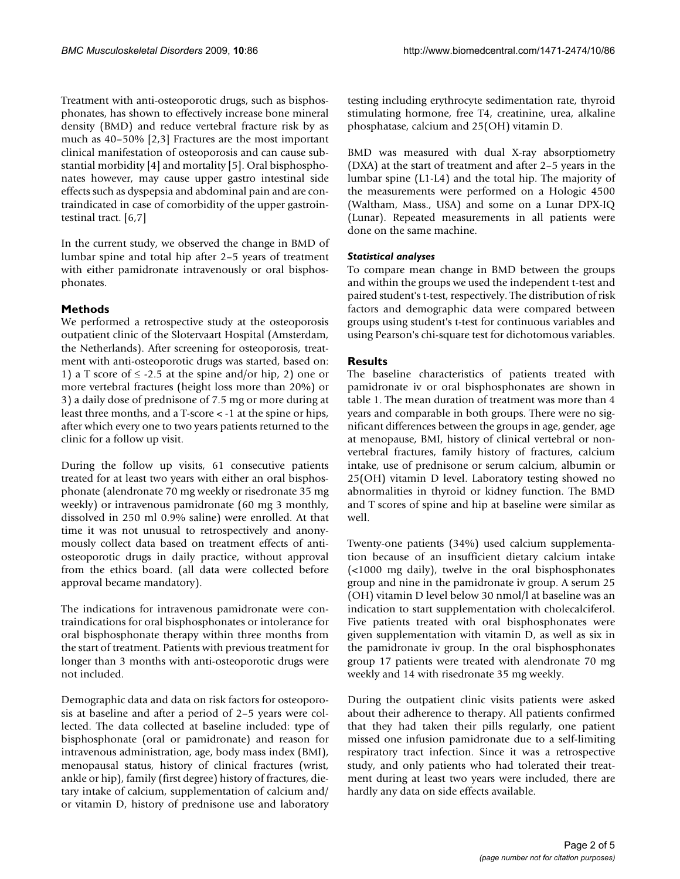Treatment with anti-osteoporotic drugs, such as bisphosphonates, has shown to effectively increase bone mineral density (BMD) and reduce vertebral fracture risk by as much as 40–50% [2,3] Fractures are the most important clinical manifestation of osteoporosis and can cause substantial morbidity [4] and mortality [5]. Oral bisphosphonates however, may cause upper gastro intestinal side effects such as dyspepsia and abdominal pain and are contraindicated in case of comorbidity of the upper gastrointestinal tract. [6,7]

In the current study, we observed the change in BMD of lumbar spine and total hip after 2–5 years of treatment with either pamidronate intravenously or oral bisphosphonates.

## Methods

We performed a retrospective study at the osteoporosis outpatient clinic of the Slotervaart Hospital (Amsterdam, the Netherlands). After screening for osteoporosis, treatment with anti-osteoporotic drugs was started, based on: 1) a T score of ≤ -2.5 at the spine and/or hip, 2) one or more vertebral fractures (height loss more than 20%) or 3) a daily dose of prednisone of 7.5 mg or more during at least three months, and a T-score < -1 at the spine or hips, after which every one to two years patients returned to the clinic for a follow up visit.

During the follow up visits, 61 consecutive patients treated for at least two years with either an oral bisphosphonate (alendronate 70 mg weekly or risedronate 35 mg weekly) or intravenous pamidronate (60 mg 3 monthly, dissolved in 250 ml 0.9% saline) were enrolled. At that time it was not unusual to retrospectively and anonymously collect data based on treatment effects of anti-osteoporotic drugs in daily practice, without approval from the ethics board. (all data were collected before approval became mandatory).

The indications for intravenous pamidronate were contraindications for oral bisphosphonates or intolerance for oral bisphosphonate therapy within three months from the start of treatment. Patients with previous treatment for longer than 3 months with anti-osteoporotic drugs were not included.

Demographic data and data on risk factors for osteoporosis at baseline and after a period of 2–5 years were collected. The data collected at baseline included: type of bisphosphonate (oral or pamidronate) and reason for intravenous administration, age, body mass index (BMI), menopausal status, history of clinical fractures (wrist, ankle or hip), family (first degree) history of fractures, dietary intake of calcium, supplementation of calcium and/or vitamin D, history of prednisone use and laboratory testing including erythrocyte sedimentation rate, thyroid stimulating hormone, free T4, creatinine, urea, alkaline phosphatase, calcium and 25(OH) vitamin D.

BMD was measured with dual X-ray absorptiometry (DXA) at the start of treatment and after 2–5 years in the lumbar spine (L1-L4) and the total hip. The majority of the measurements were performed on a Hologic 4500 (Waltham, Mass., USA) and some on a Lunar DPX-IQ (Lunar). Repeated measurements in all patients were done on the same machine.

### *Statistical analyses*

To compare mean change in BMD between the groups and within the groups we used the independent t-test and paired student's t-test, respectively. The distribution of risk factors and demographic data were compared between groups using student's t-test for continuous variables and using Pearson's chi-square test for dichotomous variables.

## Results

The baseline characteristics of patients treated with pamidronate iv or oral bisphosphonates are shown in table 1. The mean duration of treatment was more than 4 years and comparable in both groups. There were no significant differences between the groups in age, gender, age at menopause, BMI, history of clinical vertebral or non-vertebral fractures, family history of fractures, calcium intake, use of prednisone or serum calcium, albumin or 25(OH) vitamin D level. Laboratory testing showed no abnormalities in thyroid or kidney function. The BMD and T scores of spine and hip at baseline were similar as well.

Twenty-one patients (34%) used calcium supplementation because of an insufficient dietary calcium intake (<1000 mg daily), twelve in the oral bisphosphonates group and nine in the pamidronate iv group. A serum 25 (OH) vitamin D level below 30 nmol/l at baseline was an indication to start supplementation with cholecalciferol. Five patients treated with oral bisphosphonates were given supplementation with vitamin D, as well as six in the pamidronate iv group. In the oral bisphosphonates group 17 patients were treated with alendronate 70 mg weekly and 14 with risedronate 35 mg weekly.

During the outpatient clinic visits patients were asked about their adherence to therapy. All patients confirmed that they had taken their pills regularly, one patient missed one infusion pamidronate due to a self-limiting respiratory tract infection. Since it was a retrospective study, and only patients who had tolerated their treatment during at least two years were included, there are hardly any data on side effects available.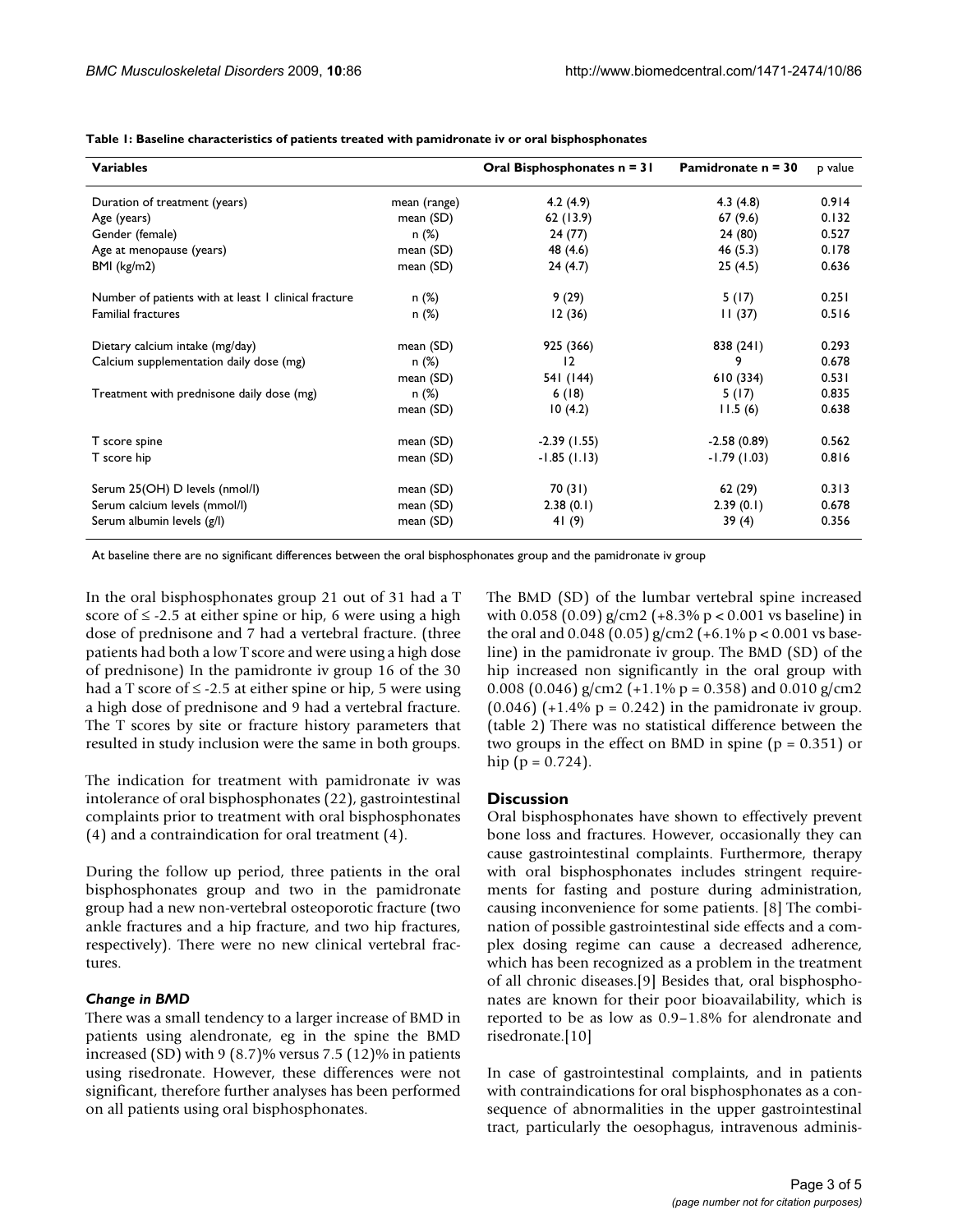**Table 1: Baseline characteristics of patients treated with pamidronate iv or oral bisphosphonates**

| Variables | | Oral Bisphosphonates n = 31 | Pamidronate n = 30 | p value |
|---|---|---|---|---|
| Duration of treatment (years) | mean (range) | 4.2 (4.9) | 4.3 (4.8) | 0.914 |
| Age (years) | mean (SD) | 62 (13.9) | 67 (9.6) | 0.132 |
| Gender (female) | n (%) | 24 (77) | 24 (80) | 0.527 |
| Age at menopause (years) | mean (SD) | 48 (4.6) | 46 (5.3) | 0.178 |
| BMI (kg/m2) | mean (SD) | 24 (4.7) | 25 (4.5) | 0.636 |
| Number of patients with at least 1 clinical fracture | n (%) | 9 (29) | 5 (17) | 0.251 |
| Familial fractures | n (%) | 12 (36) | 11 (37) | 0.516 |
| Dietary calcium intake (mg/day) | mean (SD) | 925 (366) | 838 (241) | 0.293 |
| Calcium supplementation daily dose (mg) | n (%) | 12 | 9 | 0.678 |
| | mean (SD) | 541 (144) | 610 (334) | 0.531 |
| Treatment with prednisone daily dose (mg) | n (%) | 6 (18) | 5 (17) | 0.835 |
| | mean (SD) | 10 (4.2) | 11.5 (6) | 0.638 |
| T score spine | mean (SD) | -2.39 (1.55) | -2.58 (0.89) | 0.562 |
| T score hip | mean (SD) | -1.85 (1.13) | -1.79 (1.03) | 0.816 |
| Serum 25(OH) D levels (nmol/l) | mean (SD) | 70 (31) | 62 (29) | 0.313 |
| Serum calcium levels (mmol/l) | mean (SD) | 2.38 (0.1) | 2.39 (0.1) | 0.678 |
| Serum albumin levels (g/l) | mean (SD) | 41 (9) | 39 (4) | 0.356 |

At baseline there are no significant differences between the oral bisphosphonates group and the pamidronate iv group

In the oral bisphosphonates group 21 out of 31 had a T score of $\leq$ -2.5 at either spine or hip, 6 were using a high dose of prednisone and 7 had a vertebral fracture. (three patients had both a low T score and were using a high dose of prednisone) In the pamidronte iv group 16 of the 30 had a T score of $\leq$ -2.5 at either spine or hip, 5 were using a high dose of prednisone and 9 had a vertebral fracture. The T scores by site or fracture history parameters that resulted in study inclusion were the same in both groups.

The indication for treatment with pamidronate iv was intolerance of oral bisphosphonates (22), gastrointestinal complaints prior to treatment with oral bisphosphonates (4) and a contraindication for oral treatment (4).

During the follow up period, three patients in the oral bisphosphonates group and two in the pamidronate group had a new non-vertebral osteoporotic fracture (two ankle fractures and a hip fracture, and two hip fractures, respectively). There were no new clinical vertebral fractures.

### *Change in BMD*

There was a small tendency to a larger increase of BMD in patients using alendronate, eg in the spine the BMD increased (SD) with 9 (8.7)% versus 7.5 (12)% in patients using risedronate. However, these differences were not significant, therefore further analyses has been performed on all patients using oral bisphosphonates.

The BMD (SD) of the lumbar vertebral spine increased with 0.058 (0.09) g/cm2 (+8.3% $p < 0.001$ vs baseline) in the oral and 0.048 (0.05) g/cm2 (+6.1% $p < 0.001$ vs baseline) in the pamidronate iv group. The BMD (SD) of the hip increased non significantly in the oral group with 0.008 (0.046) g/cm2 (+1.1% $p = 0.358$) and 0.010 g/cm2 (0.046) (+1.4% $p = 0.242$) in the pamidronate iv group. (table 2) There was no statistical difference between the two groups in the effect on BMD in spine ($p = 0.351$) or hip ($p = 0.724$).

## Discussion

Oral bisphosphonates have shown to effectively prevent bone loss and fractures. However, occasionally they can cause gastrointestinal complaints. Furthermore, therapy with oral bisphosphonates includes stringent requirements for fasting and posture during administration, causing inconvenience for some patients. [8] The combination of possible gastrointestinal side effects and a complex dosing regime can cause a decreased adherence, which has been recognized as a problem in the treatment of all chronic diseases.[9] Besides that, oral bisphosphonates are known for their poor bioavailability, which is reported to be as low as 0.9–1.8% for alendronate and risedronate.[10]

In case of gastrointestinal complaints, and in patients with contraindications for oral bisphosphonates as a consequence of abnormalities in the upper gastrointestinal tract, particularly the oesophagus, intravenous adminis-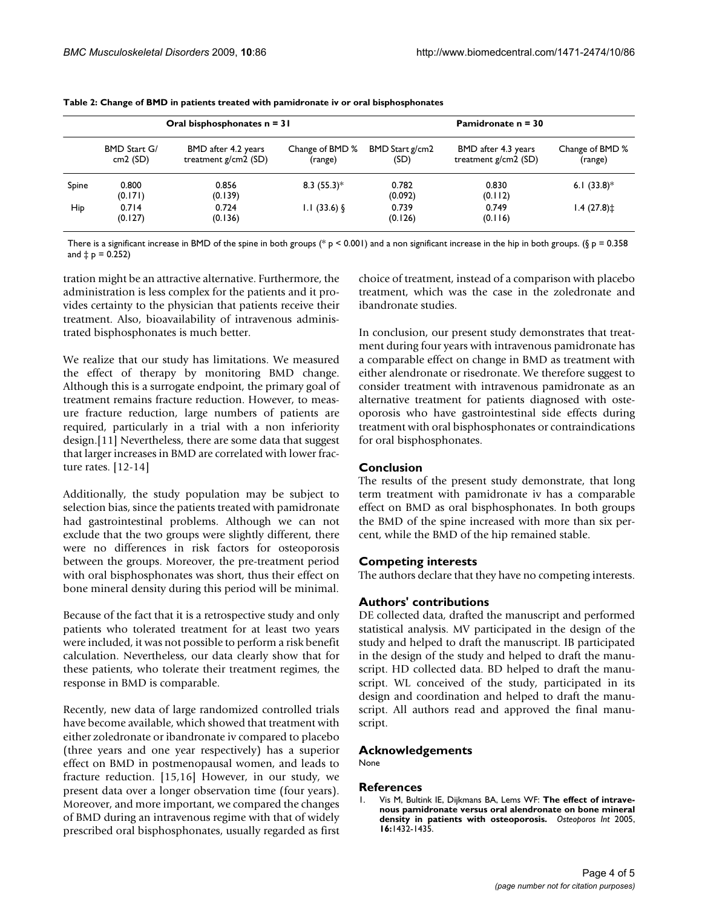**Table 2: Change of BMD in patients treated with pamidronate iv or oral bisphosphonates**

| | Oral bisphosphonates n = 31 | | | Pamidronate n = 30 | | |
|---|---|---|---|---|---|---|
| | BMD Start G/ cm2 (SD) | BMD after 4.2 years treatment g/cm2 (SD) | Change of BMD % (range) | BMD Start g/cm2 (SD) | BMD after 4.3 years treatment g/cm2 (SD) | Change of BMD % (range) |
| Spine | 0.800 (0.171) | 0.856 (0.139) | 8.3 (55.3)* | 0.782 (0.092) | 0.830 (0.112) | 6.1 (33.8)* |
| Hip | 0.714 (0.127) | 0.724 (0.136) | 1.1 (33.6) § | 0.739 (0.126) | 0.749 (0.116) | 1.4 (27.8)‡ |

There is a significant increase in BMD of the spine in both groups (* $p < 0.001$) and a non significant increase in the hip in both groups. (§ $p = 0.358$ and ‡ $p = 0.252$)

tration might be an attractive alternative. Furthermore, the administration is less complex for the patients and it provides certainty to the physician that patients receive their treatment. Also, bioavailability of intravenous administrated bisphosphonates is much better.

We realize that our study has limitations. We measured the effect of therapy by monitoring BMD change. Although this is a surrogate endpoint, the primary goal of treatment remains fracture reduction. However, to measure fracture reduction, large numbers of patients are required, particularly in a trial with a non inferiority design.[11] Nevertheless, there are some data that suggest that larger increases in BMD are correlated with lower fracture rates. [12-14]

Additionally, the study population may be subject to selection bias, since the patients treated with pamidronate had gastrointestinal problems. Although we can not exclude that the two groups were slightly different, there were no differences in risk factors for osteoporosis between the groups. Moreover, the pre-treatment period with oral bisphosphonates was short, thus their effect on bone mineral density during this period will be minimal.

Because of the fact that it is a retrospective study and only patients who tolerated treatment for at least two years were included, it was not possible to perform a risk benefit calculation. Nevertheless, our data clearly show that for these patients, who tolerate their treatment regimes, the response in BMD is comparable.

Recently, new data of large randomized controlled trials have become available, which showed that treatment with either zoledronate or ibandronate iv compared to placebo (three years and one year respectively) has a superior effect on BMD in postmenopausal women, and leads to fracture reduction. [15,16] However, in our study, we present data over a longer observation time (four years). Moreover, and more important, we compared the changes of BMD during an intravenous regime with that of widely prescribed oral bisphosphonates, usually regarded as first choice of treatment, instead of a comparison with placebo treatment, which was the case in the zoledronate and ibandronate studies.

In conclusion, our present study demonstrates that treatment during four years with intravenous pamidronate has a comparable effect on change in BMD as treatment with either alendronate or risedronate. We therefore suggest to consider treatment with intravenous pamidronate as an alternative treatment for patients diagnosed with osteoporosis who have gastrointestinal side effects during treatment with oral bisphosphonates or contraindications for oral bisphosphonates.

## Conclusion

The results of the present study demonstrate, that long term treatment with pamidronate iv has a comparable effect on BMD as oral bisphosphonates. In both groups the BMD of the spine increased with more than six percent, while the BMD of the hip remained stable.

## Competing interests

The authors declare that they have no competing interests.

## Authors' contributions

DE collected data, drafted the manuscript and performed statistical analysis. MV participated in the design of the study and helped to draft the manuscript. IB participated in the design of the study and helped to draft the manuscript. HD collected data. BD helped to draft the manuscript. WL conceived of the study, participated in its design and coordination and helped to draft the manuscript. All authors read and approved the final manuscript.

## Acknowledgements

None

## References

1. Vis M, Bultink IE, Dijkmans BA, Lems WF: **The effect of intravenous pamidronate versus oral alendronate on bone mineral density in patients with osteoporosis.** *Osteoporos Int* 2005, **16:**1432-1435.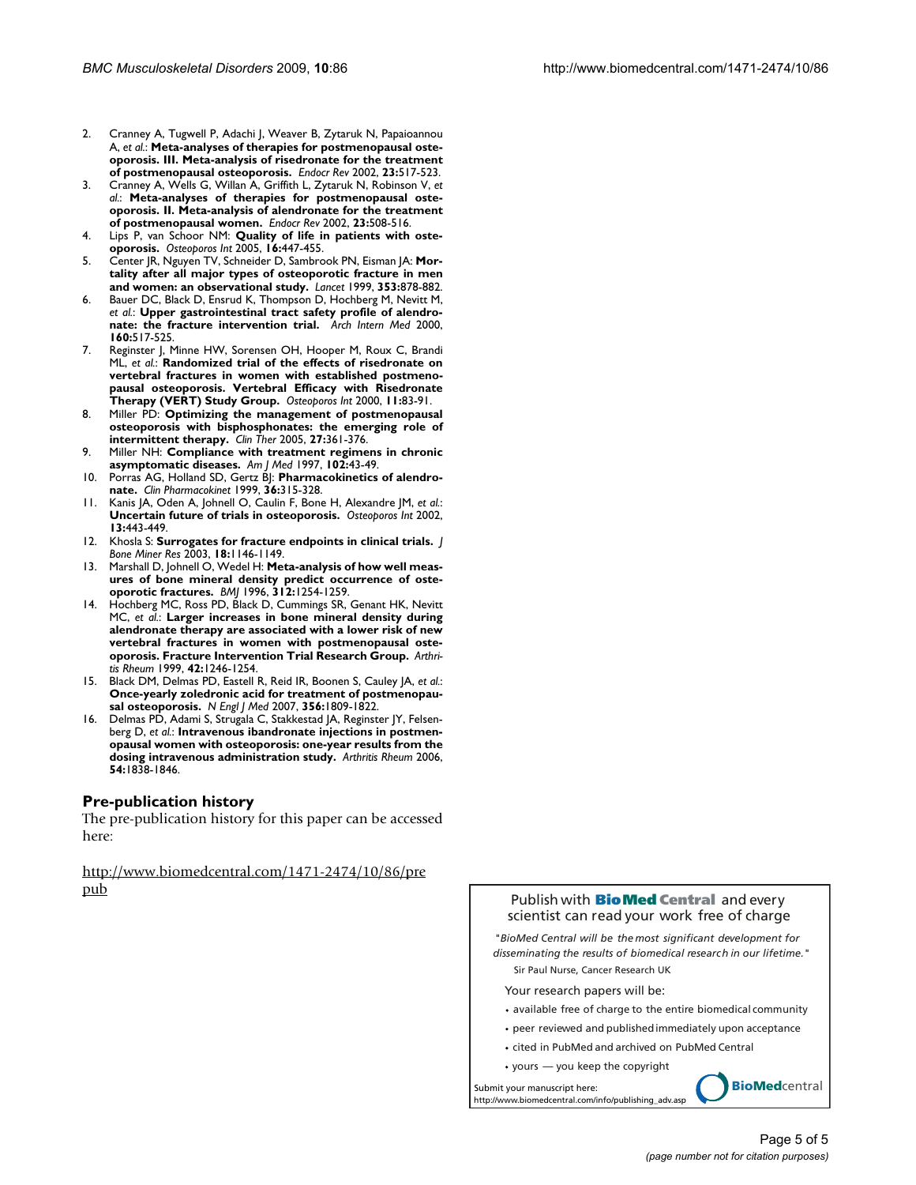2. Cranney A, Tugwell P, Adachi J, Weaver B, Zytaruk N, Papaioannou A, *et al.*: **Meta-analyses of therapies for postmenopausal osteoporosis. III. Meta-analysis of risedronate for the treatment of postmenopausal osteoporosis.** *Endocr Rev* 2002, **23:**517-523.
3. Cranney A, Wells G, Willan A, Griffith L, Zytaruk N, Robinson V, *et al.*: **Meta-analyses of therapies for postmenopausal osteoporosis. II. Meta-analysis of alendronate for the treatment of postmenopausal women.** *Endocr Rev* 2002, **23:**508-516.
4. Lips P, van Schoor NM: **Quality of life in patients with osteoporosis.** *Osteoporos Int* 2005, **16:**447-455.
5. Center JR, Nguyen TV, Schneider D, Sambrook PN, Eisman JA: **Mortality after all major types of osteoporotic fracture in men and women: an observational study.** *Lancet* 1999, **353:**878-882.
6. Bauer DC, Black D, Ensrud K, Thompson D, Hochberg M, Nevitt M, *et al.*: **Upper gastrointestinal tract safety profile of alendronate: the fracture intervention trial.** *Arch Intern Med* 2000, **160:**517-525.
7. Reginster J, Minne HW, Sorensen OH, Hooper M, Roux C, Brandi ML, *et al.*: **Randomized trial of the effects of risedronate on vertebral fractures in women with established postmenopausal osteoporosis. Vertebral Efficacy with Risedronate Therapy (VERT) Study Group.** *Osteoporos Int* 2000, **11:**83-91.
8. Miller PD: **Optimizing the management of postmenopausal osteoporosis with bisphosphonates: the emerging role of intermittent therapy.** *Clin Ther* 2005, **27:**361-376.
9. Miller NH: **Compliance with treatment regimens in chronic asymptomatic diseases.** *Am J Med* 1997, **102:**43-49.
10. Porras AG, Holland SD, Gertz BJ: **Pharmacokinetics of alendronate.** *Clin Pharmacokinet* 1999, **36:**315-328.
11. Kanis JA, Oden A, Johnell O, Caulin F, Bone H, Alexandre JM, *et al.*: **Uncertain future of trials in osteoporosis.** *Osteoporos Int* 2002, **13:**443-449.
12. Khosla S: **Surrogates for fracture endpoints in clinical trials.** *J Bone Miner Res* 2003, **18:**1146-1149.
13. Marshall D, Johnell O, Wedel H: **Meta-analysis of how well measures of bone mineral density predict occurrence of osteoporotic fractures.** *BMJ* 1996, **312:**1254-1259.
14. Hochberg MC, Ross PD, Black D, Cummings SR, Genant HK, Nevitt MC, *et al.*: **Larger increases in bone mineral density during alendronate therapy are associated with a lower risk of new vertebral fractures in women with postmenopausal osteoporosis. Fracture Intervention Trial Research Group.** *Arthritis Rheum* 1999, **42:**1246-1254.
15. Black DM, Delmas PD, Eastell R, Reid IR, Boonen S, Cauley JA, *et al.*: **Once-yearly zoledronic acid for treatment of postmenopausal osteoporosis.** *N Engl J Med* 2007, **356:**1809-1822.
16. Delmas PD, Adami S, Strugala C, Stakkestad JA, Reginster JY, Felsenberg D, *et al.*: **Intravenous ibandronate injections in postmenopausal women with osteoporosis: one-year results from the dosing intravenous administration study.** *Arthritis Rheum* 2006, **54:**1838-1846.

## Pre-publication history

The pre-publication history for this paper can be accessed here:

http://www.biomedcentral.com/1471-2474/10/86/prepub

Publish with **BioMed Central** and every scientist can read your work free of charge

*"BioMed Central will be the most significant development for disseminating the results of biomedical research in our lifetime."*
Sir Paul Nurse, Cancer Research UK

Your research papers will be:

- available free of charge to the entire biomedical community
- peer reviewed and published immediately upon acceptance
- cited in PubMed and archived on PubMed Central
- yours — you keep the copyright

Submit your manuscript here:
http://www.biomedcentral.com/info/publishing_adv.asp

**BioMed**central